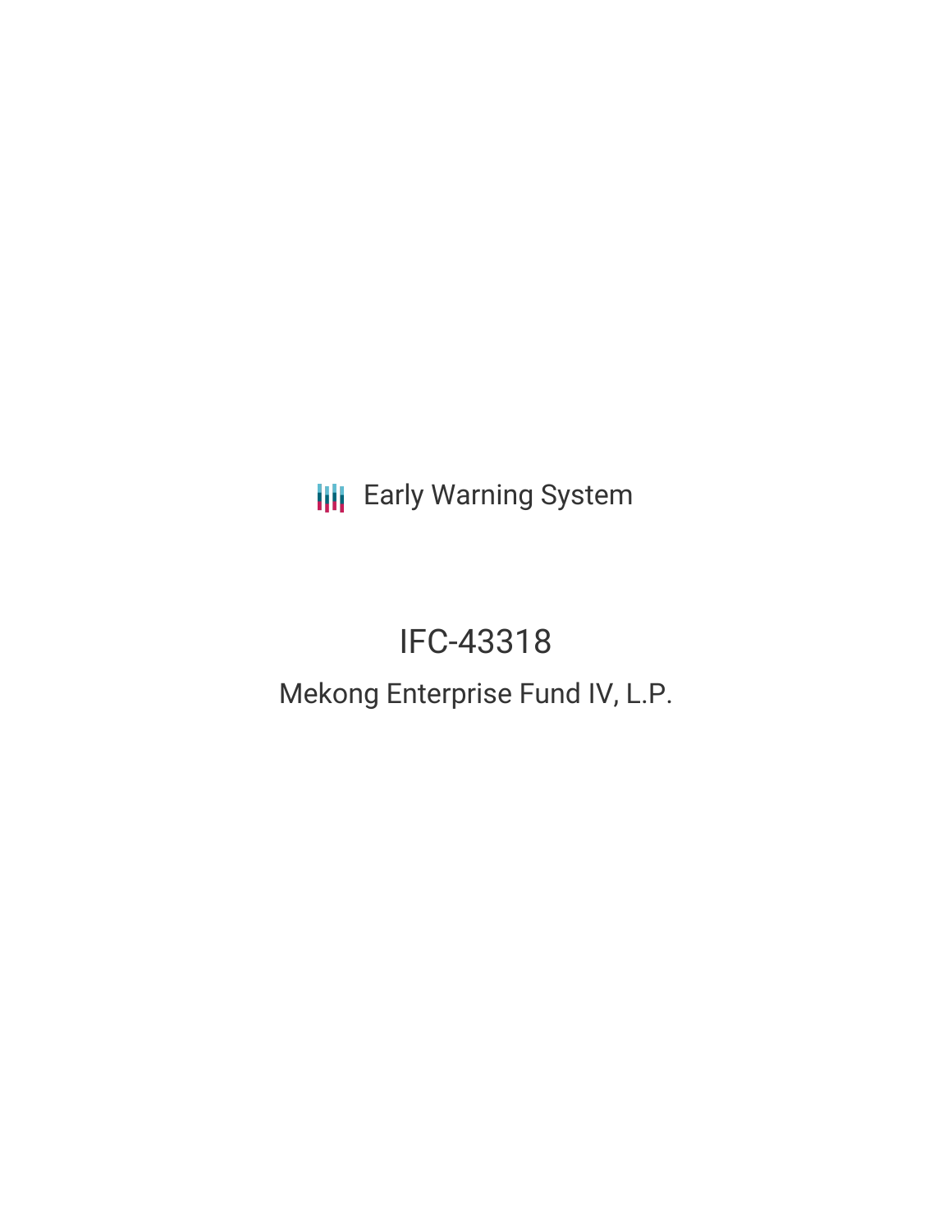Early Warning System

# IFC-43318

## Mekong Enterprise Fund IV, L.P.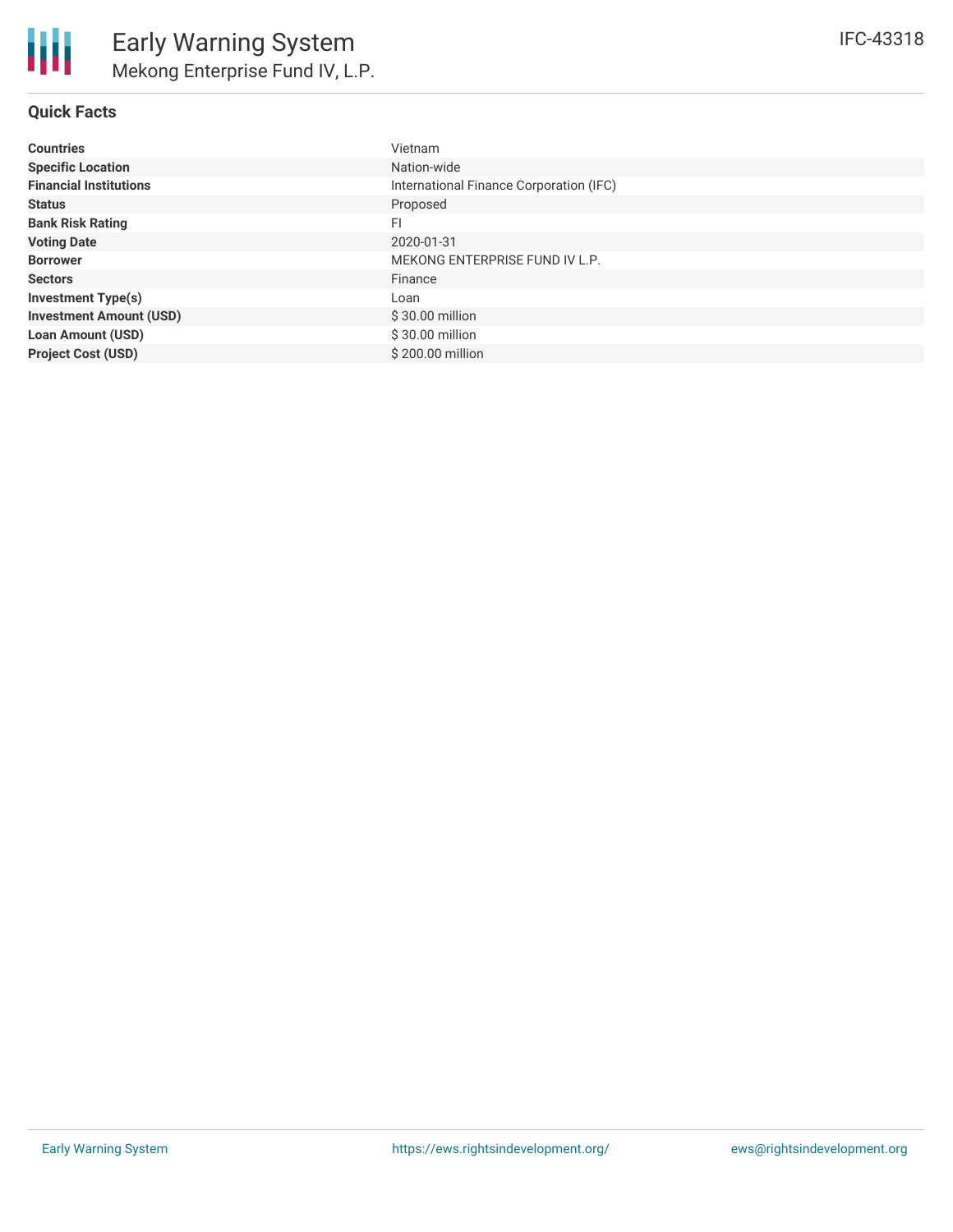# Early Warning System

## Mekong Enterprise Fund IV, L.P.

IFC-43318

### Quick Facts

| | |
|---|---|
| **Countries** | Vietnam |
| **Specific Location** | Nation-wide |
| **Financial Institutions** | International Finance Corporation (IFC) |
| **Status** | Proposed |
| **Bank Risk Rating** | FI |
| **Voting Date** | 2020-01-31 |
| **Borrower** | MEKONG ENTERPRISE FUND IV L.P. |
| **Sectors** | Finance |
| **Investment Type(s)** | Loan |
| **Investment Amount (USD)** | $ 30.00 million |
| **Loan Amount (USD)** | $ 30.00 million |
| **Project Cost (USD)** | $ 200.00 million |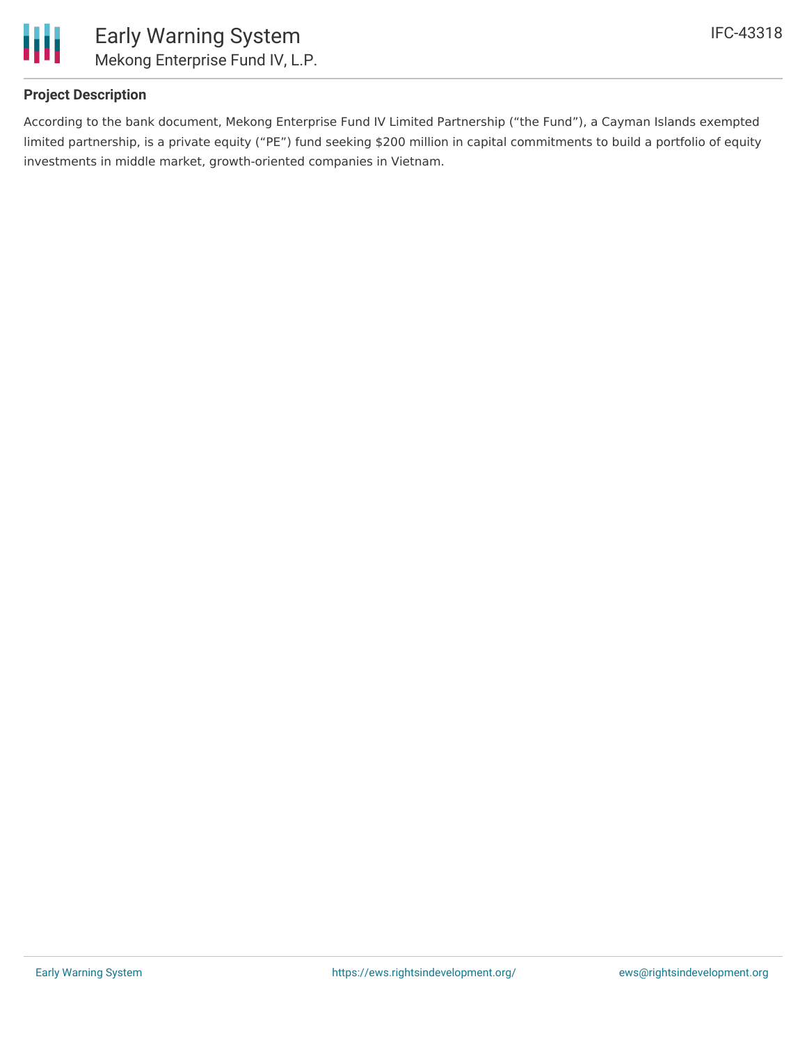### Project Description

According to the bank document, Mekong Enterprise Fund IV Limited Partnership ("the Fund"), a Cayman Islands exempted limited partnership, is a private equity ("PE") fund seeking $200 million in capital commitments to build a portfolio of equity investments in middle market, growth-oriented companies in Vietnam.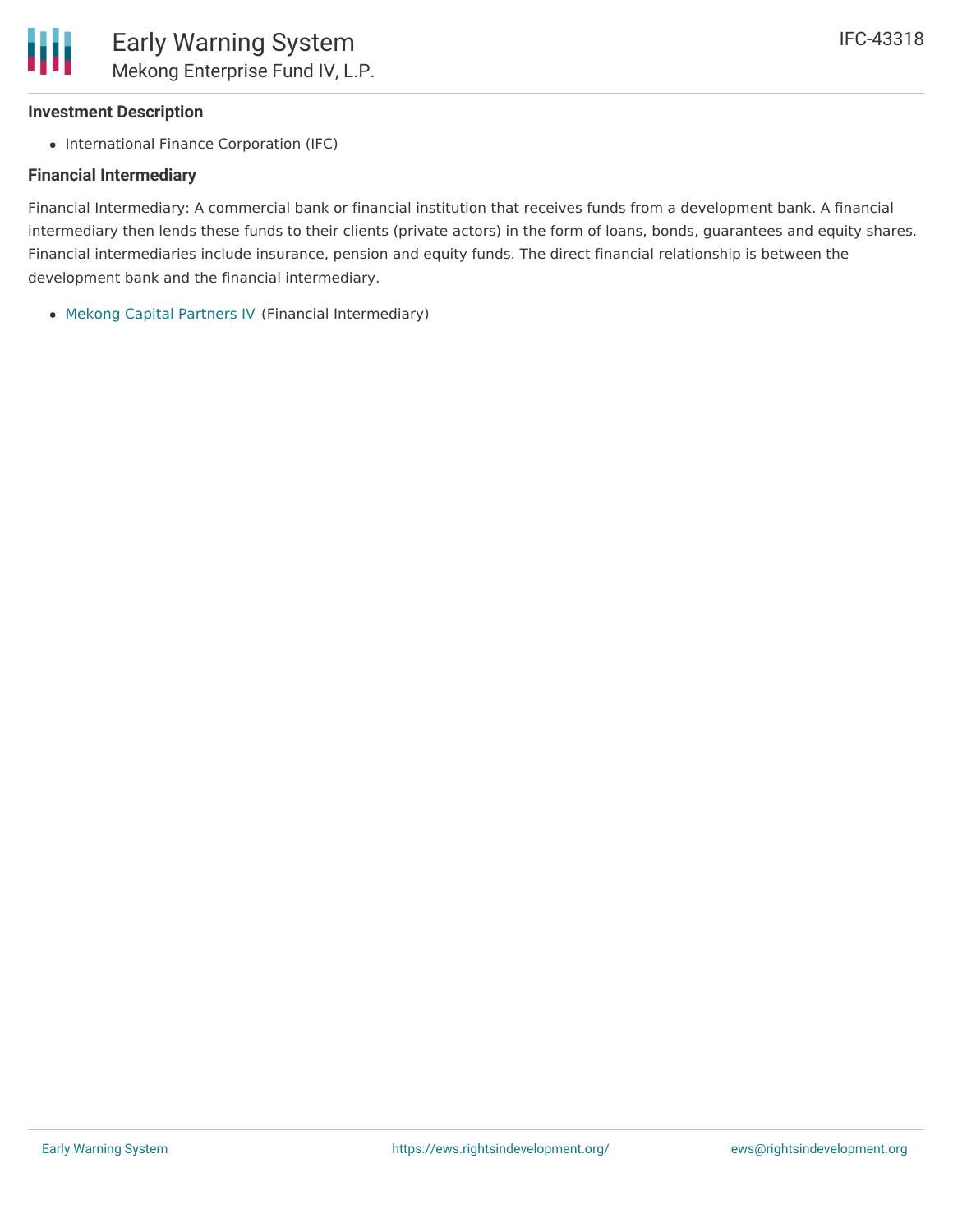### Investment Description

- International Finance Corporation (IFC)

### Financial Intermediary

Financial Intermediary: A commercial bank or financial institution that receives funds from a development bank. A financial intermediary then lends these funds to their clients (private actors) in the form of loans, bonds, guarantees and equity shares. Financial intermediaries include insurance, pension and equity funds. The direct financial relationship is between the development bank and the financial intermediary.

- Mekong Capital Partners IV (Financial Intermediary)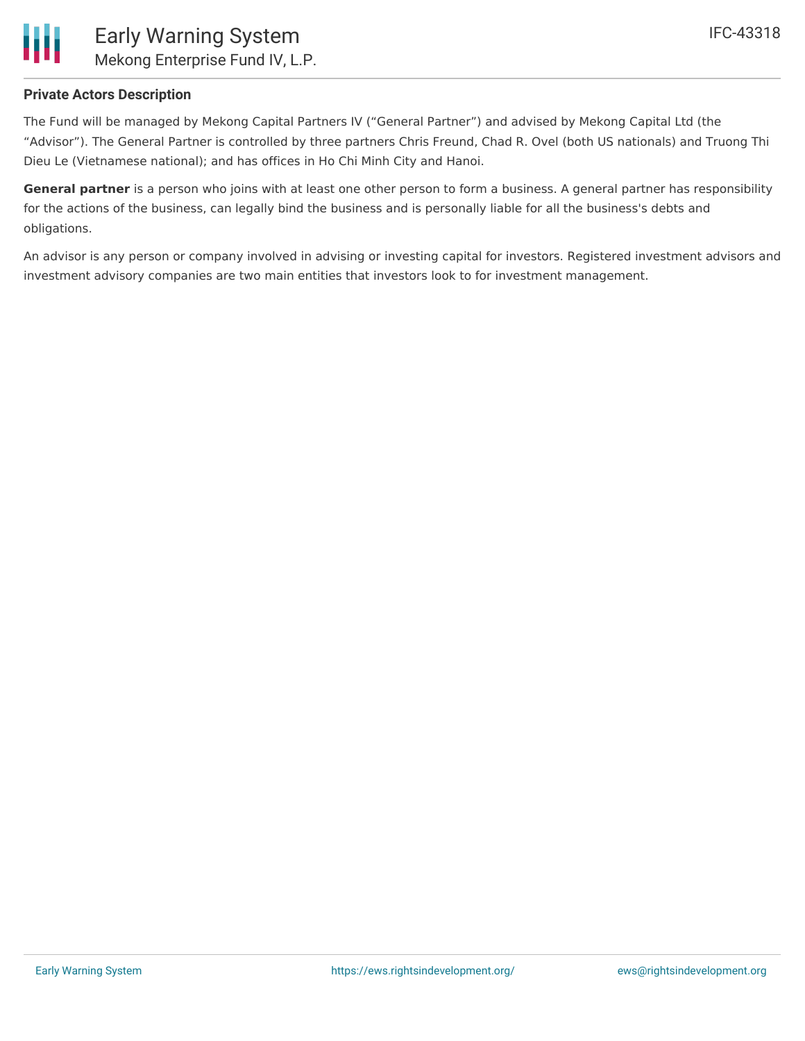## Private Actors Description

The Fund will be managed by Mekong Capital Partners IV ("General Partner") and advised by Mekong Capital Ltd (the "Advisor"). The General Partner is controlled by three partners Chris Freund, Chad R. Ovel (both US nationals) and Truong Thi Dieu Le (Vietnamese national); and has offices in Ho Chi Minh City and Hanoi.

**General partner** is a person who joins with at least one other person to form a business. A general partner has responsibility for the actions of the business, can legally bind the business and is personally liable for all the business's debts and obligations.

An advisor is any person or company involved in advising or investing capital for investors. Registered investment advisors and investment advisory companies are two main entities that investors look to for investment management.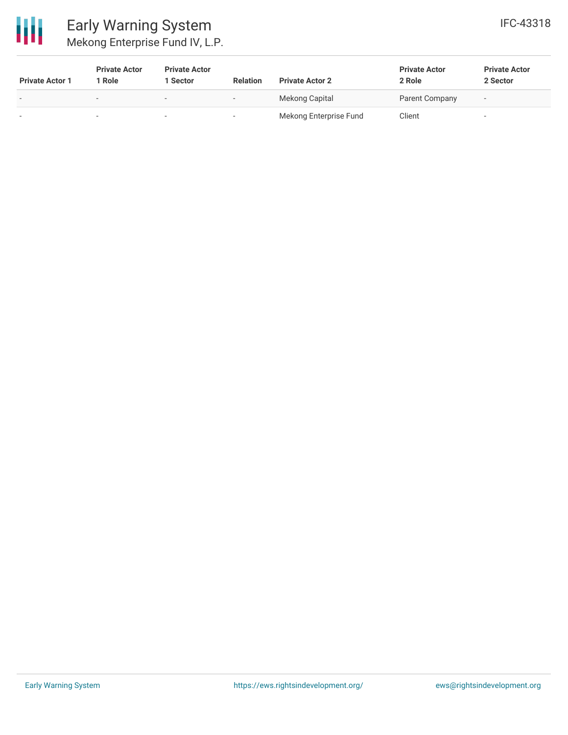| Private Actor 1 | Private Actor 1 Role | Private Actor 1 Sector | Relation | Private Actor 2 | Private Actor 2 Role | Private Actor 2 Sector |
|---|---|---|---|---|---|---|
| - | - | - | - | Mekong Capital | Parent Company | - |
| - | - | - | - | Mekong Enterprise Fund | Client | - |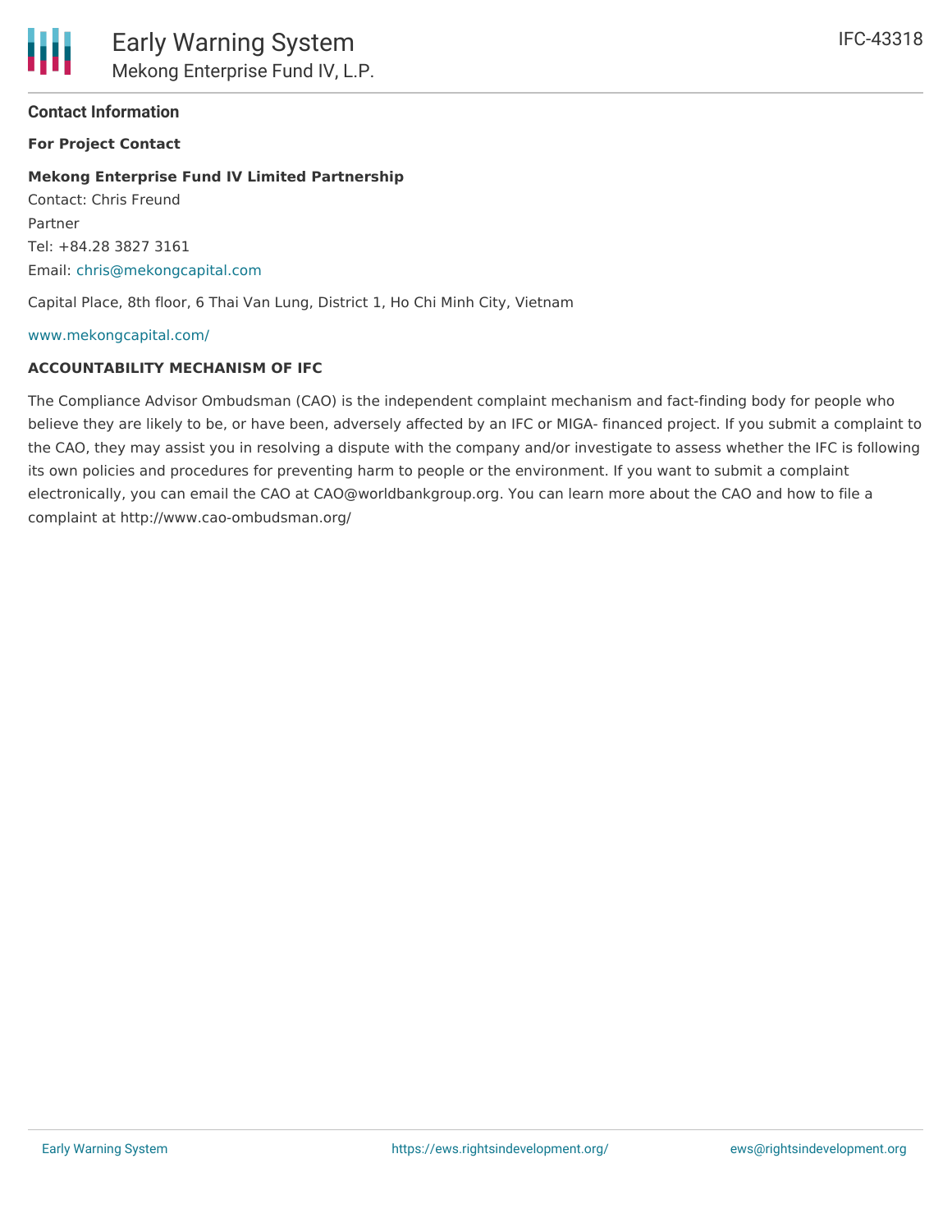### Contact Information

**For Project Contact**

**Mekong Enterprise Fund IV Limited Partnership**

Contact: Chris Freund

Partner

Tel: +84.28 3827 3161

Email: chris@mekongcapital.com

Capital Place, 8th floor, 6 Thai Van Lung, District 1, Ho Chi Minh City, Vietnam

www.mekongcapital.com/

**ACCOUNTABILITY MECHANISM OF IFC**

The Compliance Advisor Ombudsman (CAO) is the independent complaint mechanism and fact-finding body for people who believe they are likely to be, or have been, adversely affected by an IFC or MIGA- financed project. If you submit a complaint to the CAO, they may assist you in resolving a dispute with the company and/or investigate to assess whether the IFC is following its own policies and procedures for preventing harm to people or the environment. If you want to submit a complaint electronically, you can email the CAO at CAO@worldbankgroup.org. You can learn more about the CAO and how to file a complaint at http://www.cao-ombudsman.org/